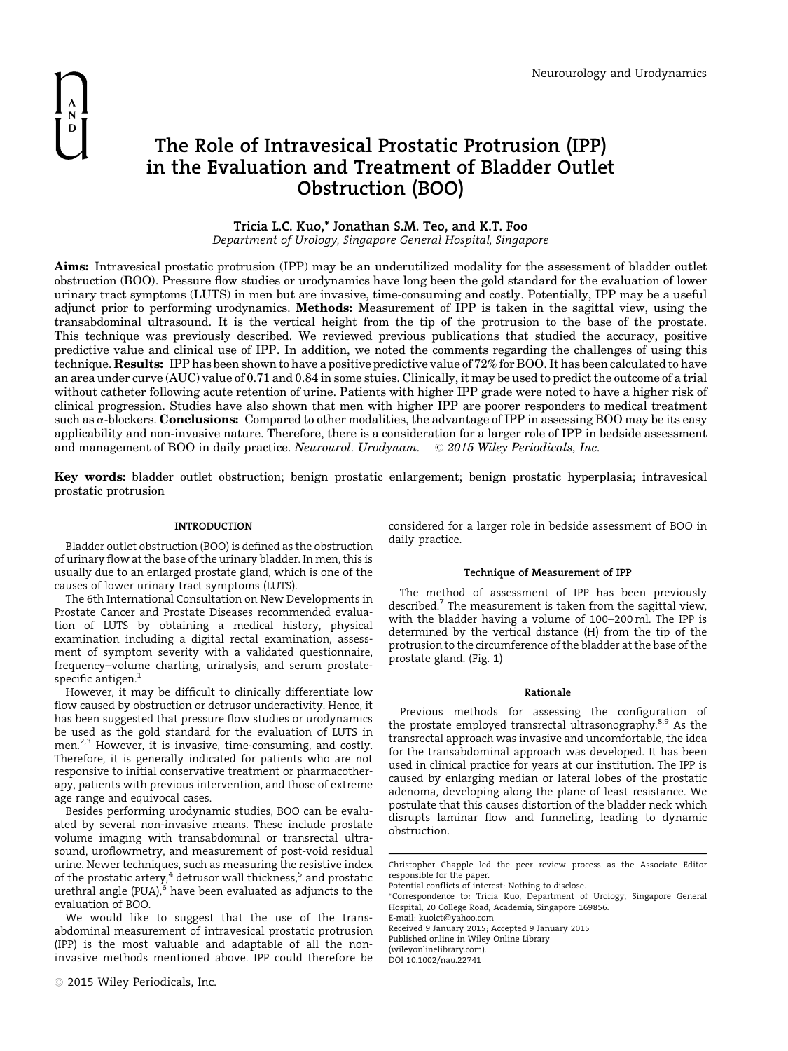# The Role of Intravesical Prostatic Protrusion (IPP) in the Evaluation and Treatment of Bladder Outlet Obstruction (BOO)

**Tricia L.C. Kuo,* Jonathan S.M. Teo, and K.T. Foo**

*Department of Urology, Singapore General Hospital, Singapore*

**Aims:** Intravesical prostatic protrusion (IPP) may be an underutilized modality for the assessment of bladder outlet obstruction (BOO). Pressure flow studies or urodynamics have long been the gold standard for the evaluation of lower urinary tract symptoms (LUTS) in men but are invasive, time-consuming and costly. Potentially, IPP may be a useful adjunct prior to performing urodynamics. **Methods:** Measurement of IPP is taken in the sagittal view, using the transabdominal ultrasound. It is the vertical height from the tip of the protrusion to the base of the prostate. This technique was previously described. We reviewed previous publications that studied the accuracy, positive predictive value and clinical use of IPP. In addition, we noted the comments regarding the challenges of using this technique. **Results:** IPP has been shown to have a positive predictive value of 72% for BOO. It has been calculated to have an area under curve (AUC) value of 0.71 and 0.84 in some stuies. Clinically, it may be used to predict the outcome of a trial without catheter following acute retention of urine. Patients with higher IPP grade were noted to have a higher risk of clinical progression. Studies have also shown that men with higher IPP are poorer responders to medical treatment such as α-blockers. **Conclusions:** Compared to other modalities, the advantage of IPP in assessing BOO may be its easy applicability and non-invasive nature. Therefore, there is a consideration for a larger role of IPP in bedside assessment and management of BOO in daily practice. *Neurourol. Urodynam.* *© 2015 Wiley Periodicals, Inc.*

**Key words:** bladder outlet obstruction; benign prostatic enlargement; benign prostatic hyperplasia; intravesical prostatic protrusion

## INTRODUCTION

Bladder outlet obstruction (BOO) is defined as the obstruction of urinary flow at the base of the urinary bladder. In men, this is usually due to an enlarged prostate gland, which is one of the causes of lower urinary tract symptoms (LUTS).

The 6th International Consultation on New Developments in Prostate Cancer and Prostate Diseases recommended evaluation of LUTS by obtaining a medical history, physical examination including a digital rectal examination, assessment of symptom severity with a validated questionnaire, frequency–volume charting, urinalysis, and serum prostate-specific antigen.[1]

However, it may be difficult to clinically differentiate low flow caused by obstruction or detrusor underactivity. Hence, it has been suggested that pressure flow studies or urodynamics be used as the gold standard for the evaluation of LUTS in men.[2,3] However, it is invasive, time-consuming, and costly. Therefore, it is generally indicated for patients who are not responsive to initial conservative treatment or pharmacotherapy, patients with previous intervention, and those of extreme age range and equivocal cases.

Besides performing urodynamic studies, BOO can be evaluated by several non-invasive means. These include prostate volume imaging with transabdominal or transrectal ultrasound, uroflowmetry, and measurement of post-void residual urine. Newer techniques, such as measuring the resistive index of the prostatic artery,[4] detrusor wall thickness,[5] and prostatic urethral angle (PUA),[6] have been evaluated as adjuncts to the evaluation of BOO.

We would like to suggest that the use of the transabdominal measurement of intravesical prostatic protrusion (IPP) is the most valuable and adaptable of all the non-invasive methods mentioned above. IPP could therefore be considered for a larger role in bedside assessment of BOO in daily practice.

### Technique of Measurement of IPP

The method of assessment of IPP has been previously described.[7] The measurement is taken from the sagittal view, with the bladder having a volume of 100–200 ml. The IPP is determined by the vertical distance (H) from the tip of the protrusion to the circumference of the bladder at the base of the prostate gland. (Fig. 1)

### Rationale

Previous methods for assessing the configuration of the prostate employed transrectal ultrasonography.[8,9] As the transrectal approach was invasive and uncomfortable, the idea for the transabdominal approach was developed. It has been used in clinical practice for years at our institution. The IPP is caused by enlarging median or lateral lobes of the prostatic adenoma, developing along the plane of least resistance. We postulate that this causes distortion of the bladder neck which disrupts laminar flow and funneling, leading to dynamic obstruction.

---

Christopher Chapple led the peer review process as the Associate Editor responsible for the paper.

Potential conflicts of interest: Nothing to disclose.

*Correspondence to: Tricia Kuo, Department of Urology, Singapore General Hospital, 20 College Road, Academia, Singapore 169856.
E-mail: kuolct@yahoo.com

Received 9 January 2015; Accepted 9 January 2015

Published online in Wiley Online Library (wileyonlinelibrary.com).

DOI 10.1002/nau.22741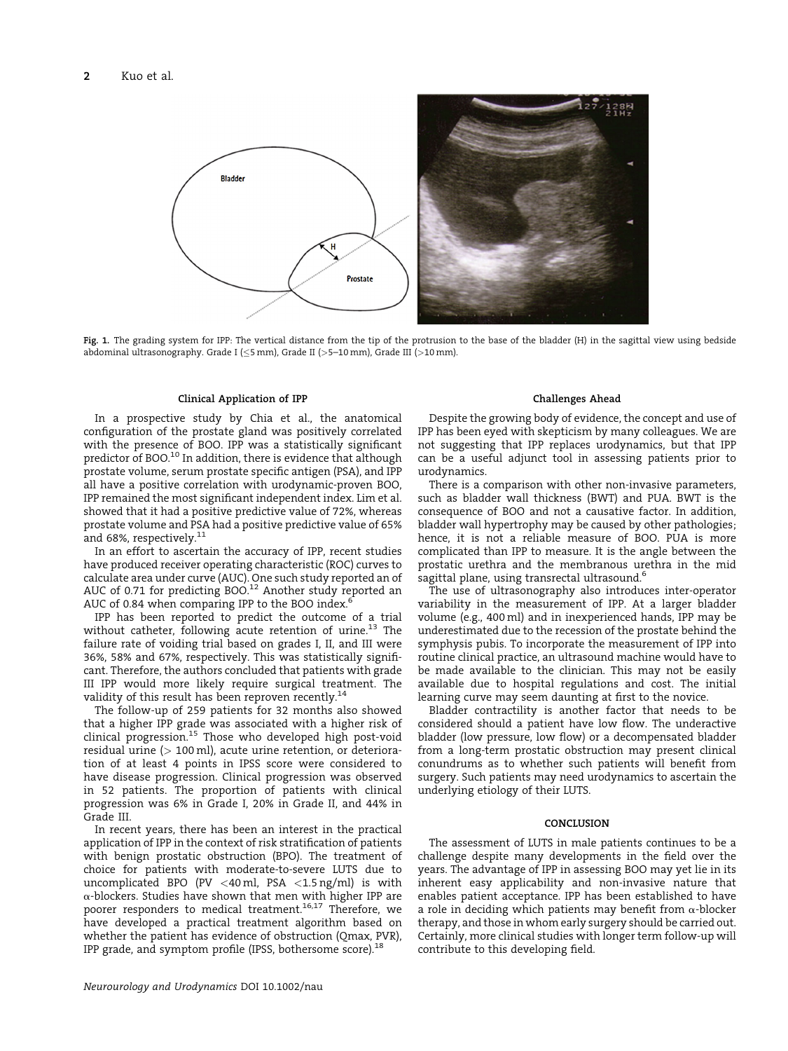Fig. 1. The grading system for IPP: The vertical distance from the tip of the protrusion to the base of the bladder (H) in the sagittal view using bedside abdominal ultrasonography. Grade I (≤5 mm), Grade II (>5–10 mm), Grade III (>10 mm).

### Clinical Application of IPP

In a prospective study by Chia et al., the anatomical configuration of the prostate gland was positively correlated with the presence of BOO. IPP was a statistically significant predictor of BOO.[10] In addition, there is evidence that although prostate volume, serum prostate specific antigen (PSA), and IPP all have a positive correlation with urodynamic-proven BOO, IPP remained the most significant independent index. Lim et al. showed that it had a positive predictive value of 72%, whereas prostate volume and PSA had a positive predictive value of 65% and 68%, respectively.[11]

In an effort to ascertain the accuracy of IPP, recent studies have produced receiver operating characteristic (ROC) curves to calculate area under curve (AUC). One such study reported an of AUC of 0.71 for predicting BOO.[12] Another study reported an AUC of 0.84 when comparing IPP to the BOO index.[6]

IPP has been reported to predict the outcome of a trial without catheter, following acute retention of urine.[13] The failure rate of voiding trial based on grades I, II, and III were 36%, 58% and 67%, respectively. This was statistically significant. Therefore, the authors concluded that patients with grade III IPP would more likely require surgical treatment. The validity of this result has been reproven recently.[14]

The follow-up of 259 patients for 32 months also showed that a higher IPP grade was associated with a higher risk of clinical progression.[15] Those who developed high post-void residual urine (> 100 ml), acute urine retention, or deterioration of at least 4 points in IPSS score were considered to have disease progression. Clinical progression was observed in 52 patients. The proportion of patients with clinical progression was 6% in Grade I, 20% in Grade II, and 44% in Grade III.

In recent years, there has been an interest in the practical application of IPP in the context of risk stratification of patients with benign prostatic obstruction (BPO). The treatment of choice for patients with moderate-to-severe LUTS due to uncomplicated BPO (PV <40 ml, PSA <1.5 ng/ml) is with α-blockers. Studies have shown that men with higher IPP are poorer responders to medical treatment.[16,17] Therefore, we have developed a practical treatment algorithm based on whether the patient has evidence of obstruction (Qmax, PVR), IPP grade, and symptom profile (IPSS, bothersome score).[18]

### Challenges Ahead

Despite the growing body of evidence, the concept and use of IPP has been eyed with skepticism by many colleagues. We are not suggesting that IPP replaces urodynamics, but that IPP can be a useful adjunct tool in assessing patients prior to urodynamics.

There is a comparison with other non-invasive parameters, such as bladder wall thickness (BWT) and PUA. BWT is the consequence of BOO and not a causative factor. In addition, bladder wall hypertrophy may be caused by other pathologies; hence, it is not a reliable measure of BOO. PUA is more complicated than IPP to measure. It is the angle between the prostatic urethra and the membranous urethra in the mid sagittal plane, using transrectal ultrasound.[6]

The use of ultrasonography also introduces inter-operator variability in the measurement of IPP. At a larger bladder volume (e.g., 400 ml) and in inexperienced hands, IPP may be underestimated due to the recession of the prostate behind the symphysis pubis. To incorporate the measurement of IPP into routine clinical practice, an ultrasound machine would have to be made available to the clinician. This may not be easily available due to hospital regulations and cost. The initial learning curve may seem daunting at first to the novice.

Bladder contractility is another factor that needs to be considered should a patient have low flow. The underactive bladder (low pressure, low flow) or a decompensated bladder from a long-term prostatic obstruction may present clinical conundrums as to whether such patients will benefit from surgery. Such patients may need urodynamics to ascertain the underlying etiology of their LUTS.

## CONCLUSION

The assessment of LUTS in male patients continues to be a challenge despite many developments in the field over the years. The advantage of IPP in assessing BOO may yet lie in its inherent easy applicability and non-invasive nature that enables patient acceptance. IPP has been established to have a role in deciding which patients may benefit from α-blocker therapy, and those in whom early surgery should be carried out. Certainly, more clinical studies with longer term follow-up will contribute to this developing field.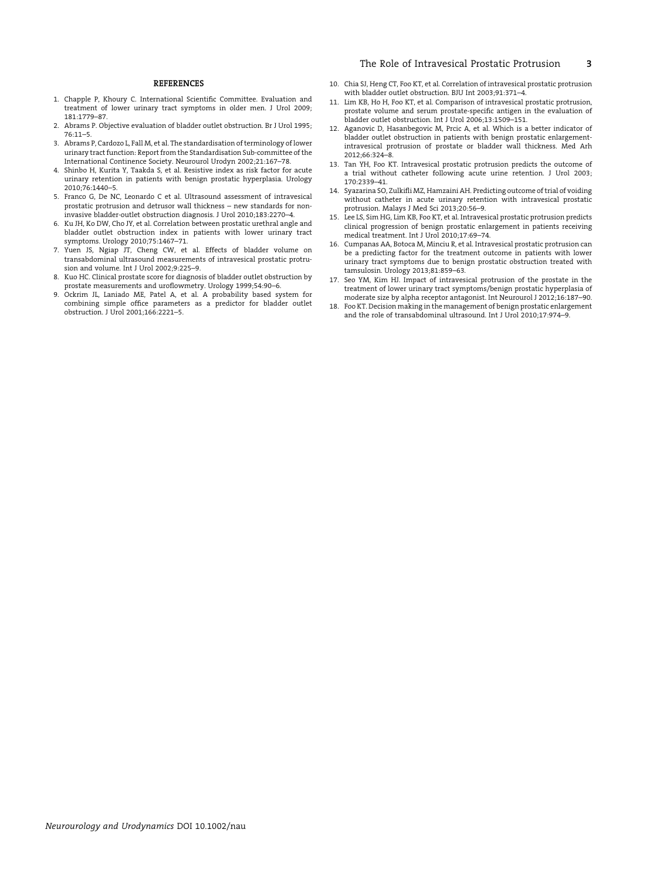## REFERENCES

1. Chapple P, Khoury C. International Scientific Committee. Evaluation and treatment of lower urinary tract symptoms in older men. J Urol 2009; 181:1779–87.
2. Abrams P. Objective evaluation of bladder outlet obstruction. Br J Urol 1995; 76:11–5.
3. Abrams P, Cardozo L, Fall M, et al. The standardisation of terminology of lower urinary tract function: Report from the Standardisation Sub-committee of the International Continence Society. Neurourol Urodyn 2002;21:167–78.
4. Shinbo H, Kurita Y, Taakda S, et al. Resistive index as risk factor for acute urinary retention in patients with benign prostatic hyperplasia. Urology 2010;76:1440–5.
5. Franco G, De NC, Leonardo C et al. Ultrasound assessment of intravesical prostatic protrusion and detrusor wall thickness – new standards for non-invasive bladder-outlet obstruction diagnosis. J Urol 2010;183:2270–4.
6. Ku JH, Ko DW, Cho JY, et al. Correlation between prostatic urethral angle and bladder outlet obstruction index in patients with lower urinary tract symptoms. Urology 2010;75:1467–71.
7. Yuen JS, Ngiap JT, Cheng CW, et al. Effects of bladder volume on transabdominal ultrasound measurements of intravesical prostatic protrusion and volume. Int J Urol 2002;9:225–9.
8. Kuo HC. Clinical prostate score for diagnosis of bladder outlet obstruction by prostate measurements and uroflowmetry. Urology 1999;54:90–6.
9. Ockrim JL, Laniado ME, Patel A, et al. A probability based system for combining simple office parameters as a predictor for bladder outlet obstruction. J Urol 2001;166:2221–5.
10. Chia SJ, Heng CT, Foo KT, et al. Correlation of intravesical prostatic protrusion with bladder outlet obstruction. BJU Int 2003;91:371–4.
11. Lim KB, Ho H, Foo KT, et al. Comparison of intravesical prostatic protrusion, prostate volume and serum prostate-specific antigen in the evaluation of bladder outlet obstruction. Int J Urol 2006;13:1509–151.
12. Aganovic D, Hasanbegovic M, Prcic A, et al. Which is a better indicator of bladder outlet obstruction in patients with benign prostatic enlargement-intravesical protrusion of prostate or bladder wall thickness. Med Arh 2012;66:324–8.
13. Tan YH, Foo KT. Intravesical prostatic protrusion predicts the outcome of a trial without catheter following acute urine retention. J Urol 2003; 170:2339–41.
14. Syazarina SO, Zulkifli MZ, Hamzaini AH. Predicting outcome of trial of voiding without catheter in acute urinary retention with intravesical prostatic protrusion. Malays J Med Sci 2013;20:56–9.
15. Lee LS, Sim HG, Lim KB, Foo KT, et al. Intravesical prostatic protrusion predicts clinical progression of benign prostatic enlargement in patients receiving medical treatment. Int J Urol 2010;17:69–74.
16. Cumpanas AA, Botoca M, Minciu R, et al. Intravesical prostatic protrusion can be a predicting factor for the treatment outcome in patients with lower urinary tract symptoms due to benign prostatic obstruction treated with tamsulosin. Urology 2013;81:859–63.
17. Seo YM, Kim HJ. Impact of intravesical protrusion of the prostate in the treatment of lower urinary tract symptoms/benign prostatic hyperplasia of moderate size by alpha receptor antagonist. Int Neurourol J 2012;16:187–90.
18. Foo KT. Decision making in the management of benign prostatic enlargement and the role of transabdominal ultrasound. Int J Urol 2010;17:974–9.